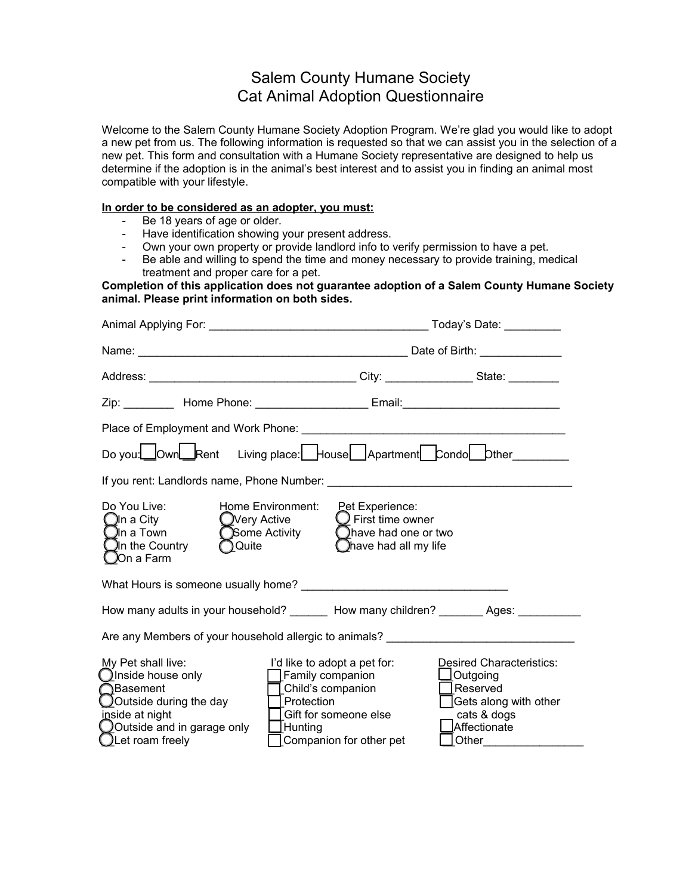# Salem County Humane Society
# Cat Animal Adoption Questionnaire

Welcome to the Salem County Humane Society Adoption Program. We're glad you would like to adopt a new pet from us. The following information is requested so that we can assist you in the selection of a new pet. This form and consultation with a Humane Society representative are designed to help us determine if the adoption is in the animal's best interest and to assist you in finding an animal most compatible with your lifestyle.

**In order to be considered as an adopter, you must:**

- Be 18 years of age or older.
- Have identification showing your present address.
- Own your own property or provide landlord info to verify permission to have a pet.
- Be able and willing to spend the time and money necessary to provide training, medical treatment and proper care for a pet.

**Completion of this application does not guarantee adoption of a Salem County Humane Society animal. Please print information on both sides.**

Animal Applying For: ___________________________________ Today's Date: _________

Name: ____________________________________________ Date of Birth: _____________

Address: _________________________________ City: ______________ State: ________

Zip: ________ Home Phone: _________________ Email:________________________

Place of Employment and Work Phone: ________________________________________

Do you: ☐ Own ☐ Rent Living place: ☐ House ☐ Apartment ☐ Condo ☐ Other_________

If you rent: Landlords name, Phone Number: ______________________________________

Do You Live:
- ◯ In a City
- ◯ In a Town
- ◯ In the Country
- ◯ On a Farm

Home Environment:
- ◯ Very Active
- ◯ Some Activity
- ◯ Quite

Pet Experience:
- ◯ First time owner
- ◯ have had one or two
- ◯ have had all my life

What Hours is someone usually home? _________________________________

How many adults in your household? ______ How many children? _______ Ages: __________

Are any Members of your household allergic to animals? _____________________________

My Pet shall live:
- ◯ Inside house only
- ◯ Basement
- ◯ Outside during the day inside at night
- ◯ Outside and in garage only
- ◯ Let roam freely

I'd like to adopt a pet for:
- ☐ Family companion
- ☐ Child's companion
- ☐ Protection
- ☐ Gift for someone else
- ☐ Hunting
- ☐ Companion for other pet

Desired Characteristics:
- ☐ Outgoing
- ☐ Reserved
- ☐ Gets along with other cats & dogs
- ☐ Affectionate
- ☐ Other________________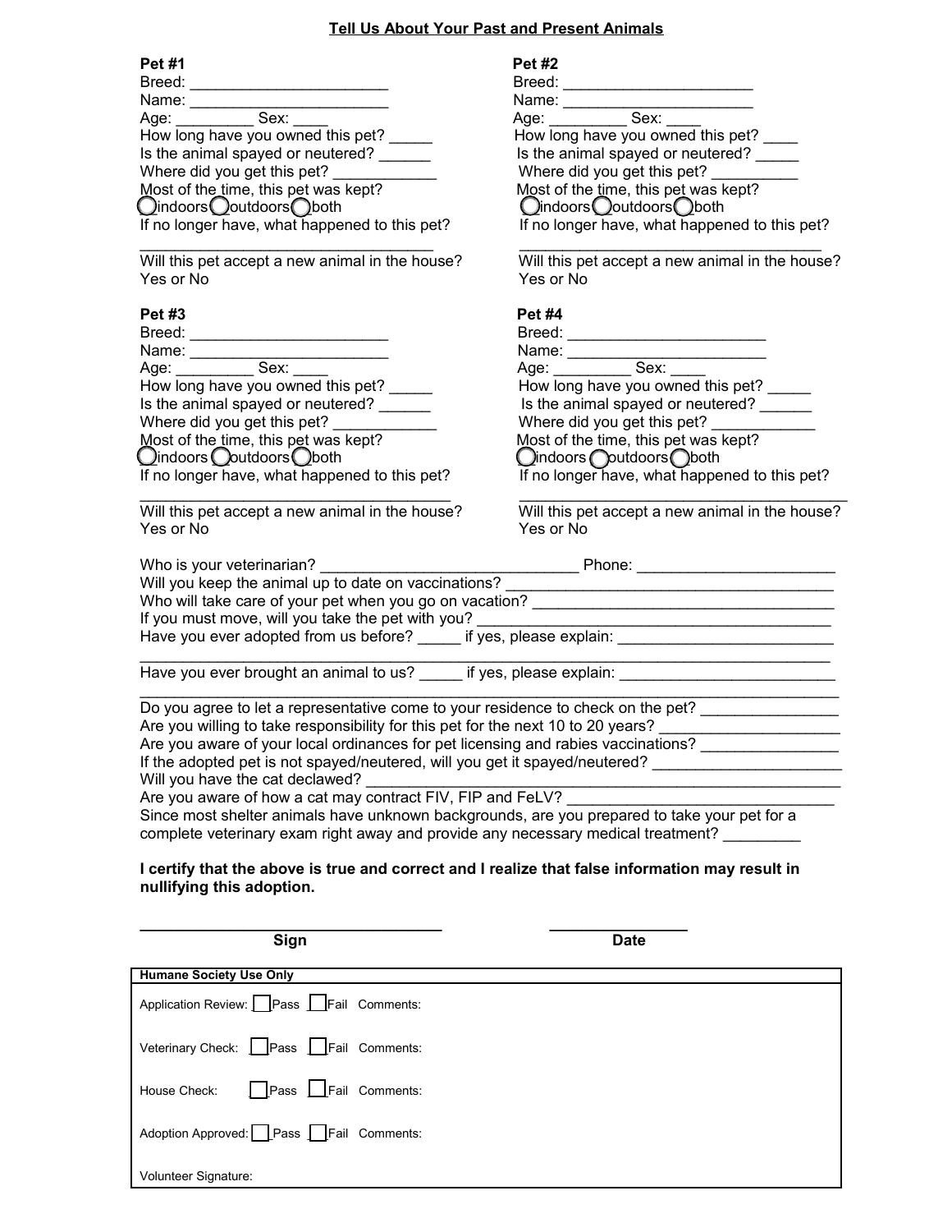## Tell Us About Your Past and Present Animals

**Pet #1**

Breed: _______________________

Name: _______________________

Age: _________ Sex: ____

How long have you owned this pet? _____

Is the animal spayed or neutered? ______

Where did you get this pet? ____________

Most of the time, this pet was kept?

◯indoors ◯outdoors ◯both

If no longer have, what happened to this pet?

___________________________________

Will this pet accept a new animal in the house?

Yes or No

**Pet #2**

Breed: ______________________

Name: ______________________

Age: _________ Sex: ____

How long have you owned this pet? ____

Is the animal spayed or neutered? _____

Where did you get this pet? __________

Most of the time, this pet was kept?

◯indoors ◯outdoors ◯both

If no longer have, what happened to this pet?

____________________________________

Will this pet accept a new animal in the house?

Yes or No

**Pet #3**

Breed: _______________________

Name: _______________________

Age: _________ Sex: ____

How long have you owned this pet? _____

Is the animal spayed or neutered? ______

Where did you get this pet? ____________

Most of the time, this pet was kept?

◯indoors ◯outdoors ◯both

If no longer have, what happened to this pet?

_____________________________________

Will this pet accept a new animal in the house?

Yes or No

**Pet #4**

Breed: _______________________

Name: _______________________

Age: _________ Sex: ____

How long have you owned this pet? _____

Is the animal spayed or neutered? ______

Where did you get this pet? ____________

Most of the time, this pet was kept?

◯indoors ◯outdoors ◯both

If no longer have, what happened to this pet?

_______________________________________

Will this pet accept a new animal in the house?

Yes or No

Who is your veterinarian? ______________________________ Phone: _______________________

Will you keep the animal up to date on vaccinations? ______________________________________

Who will take care of your pet when you go on vacation? ___________________________________

If you must move, will you take the pet with you? _________________________________________

Have you ever adopted from us before? _____ if yes, please explain: _________________________

__________________________________________________________________________________

Have you ever brought an animal to us? _____ if yes, please explain: ________________________

__________________________________________________________________________________

Do you agree to let a representative come to your residence to check on the pet? _______________

Are you willing to take responsibility for this pet for the next 10 to 20 years? ____________________

Are you aware of your local ordinances for pet licensing and rabies vaccinations? _______________

If the adopted pet is not spayed/neutered, will you get it spayed/neutered? _____________________

Will you have the cat declawed? _______________________________________________________

Are you aware of how a cat may contract FIV, FIP and FeLV? _______________________________

Since most shelter animals have unknown backgrounds, are you prepared to take your pet for a complete veterinary exam right away and provide any necessary medical treatment? _________

**I certify that the above is true and correct and I realize that false information may result in nullifying this adoption.**

___________________________________ ________________

**Sign** **Date**

**Humane Society Use Only**

Application Review: ☐Pass ☐Fail Comments:

Veterinary Check: ☐Pass ☐Fail Comments:

House Check: ☐Pass ☐Fail Comments:

Adoption Approved: ☐Pass ☐Fail Comments:

Volunteer Signature: